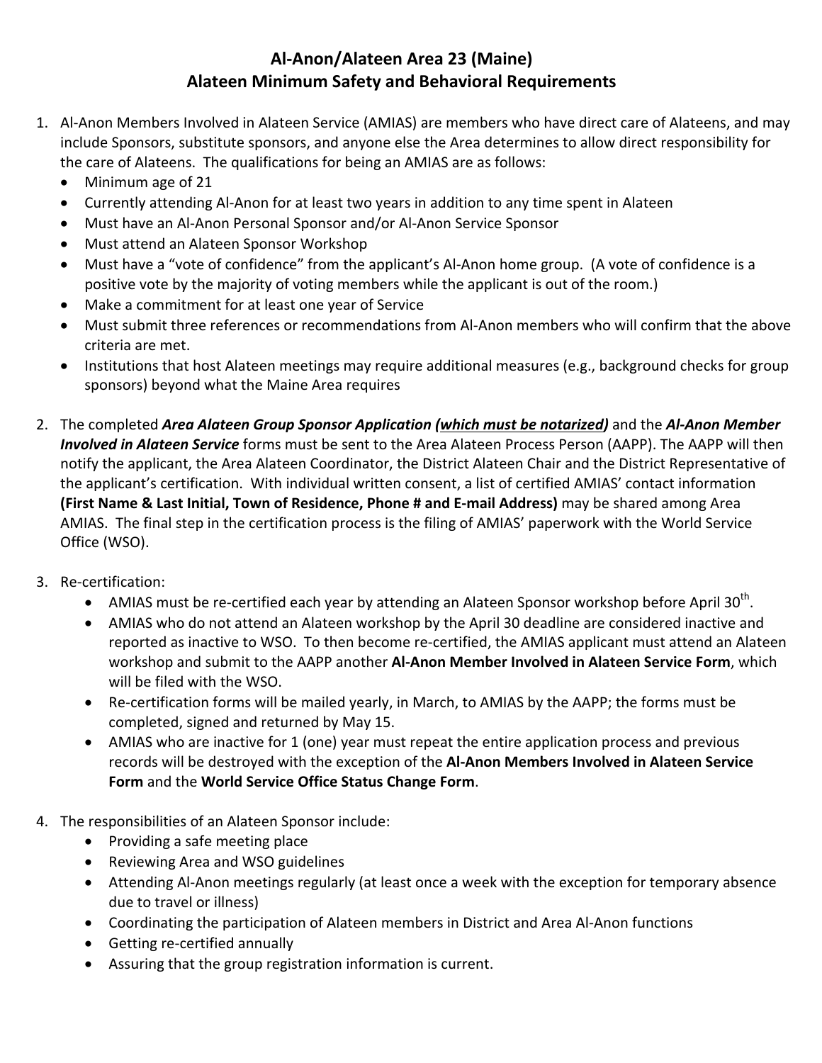# Al-Anon/Alateen Area 23 (Maine)
## Alateen Minimum Safety and Behavioral Requirements

1. Al-Anon Members Involved in Alateen Service (AMIAS) are members who have direct care of Alateens, and may include Sponsors, substitute sponsors, and anyone else the Area determines to allow direct responsibility for the care of Alateens. The qualifications for being an AMIAS are as follows:
   - Minimum age of 21
   - Currently attending Al-Anon for at least two years in addition to any time spent in Alateen
   - Must have an Al-Anon Personal Sponsor and/or Al-Anon Service Sponsor
   - Must attend an Alateen Sponsor Workshop
   - Must have a "vote of confidence" from the applicant's Al-Anon home group. (A vote of confidence is a positive vote by the majority of voting members while the applicant is out of the room.)
   - Make a commitment for at least one year of Service
   - Must submit three references or recommendations from Al-Anon members who will confirm that the above criteria are met.
   - Institutions that host Alateen meetings may require additional measures (e.g., background checks for group sponsors) beyond what the Maine Area requires

2. The completed ***Area Alateen Group Sponsor Application (<u>which must be notarized</u>)*** and the ***Al-Anon Member Involved in Alateen Service*** forms must be sent to the Area Alateen Process Person (AAPP). The AAPP will then notify the applicant, the Area Alateen Coordinator, the District Alateen Chair and the District Representative of the applicant's certification. With individual written consent, a list of certified AMIAS' contact information **(First Name & Last Initial, Town of Residence, Phone # and E-mail Address)** may be shared among Area AMIAS. The final step in the certification process is the filing of AMIAS' paperwork with the World Service Office (WSO).

3. Re-certification:
   - AMIAS must be re-certified each year by attending an Alateen Sponsor workshop before April 30th.
   - AMIAS who do not attend an Alateen workshop by the April 30 deadline are considered inactive and reported as inactive to WSO. To then become re-certified, the AMIAS applicant must attend an Alateen workshop and submit to the AAPP another **Al-Anon Member Involved in Alateen Service Form**, which will be filed with the WSO.
   - Re-certification forms will be mailed yearly, in March, to AMIAS by the AAPP; the forms must be completed, signed and returned by May 15.
   - AMIAS who are inactive for 1 (one) year must repeat the entire application process and previous records will be destroyed with the exception of the **Al-Anon Members Involved in Alateen Service Form** and the **World Service Office Status Change Form**.

4. The responsibilities of an Alateen Sponsor include:
   - Providing a safe meeting place
   - Reviewing Area and WSO guidelines
   - Attending Al-Anon meetings regularly (at least once a week with the exception for temporary absence due to travel or illness)
   - Coordinating the participation of Alateen members in District and Area Al-Anon functions
   - Getting re-certified annually
   - Assuring that the group registration information is current.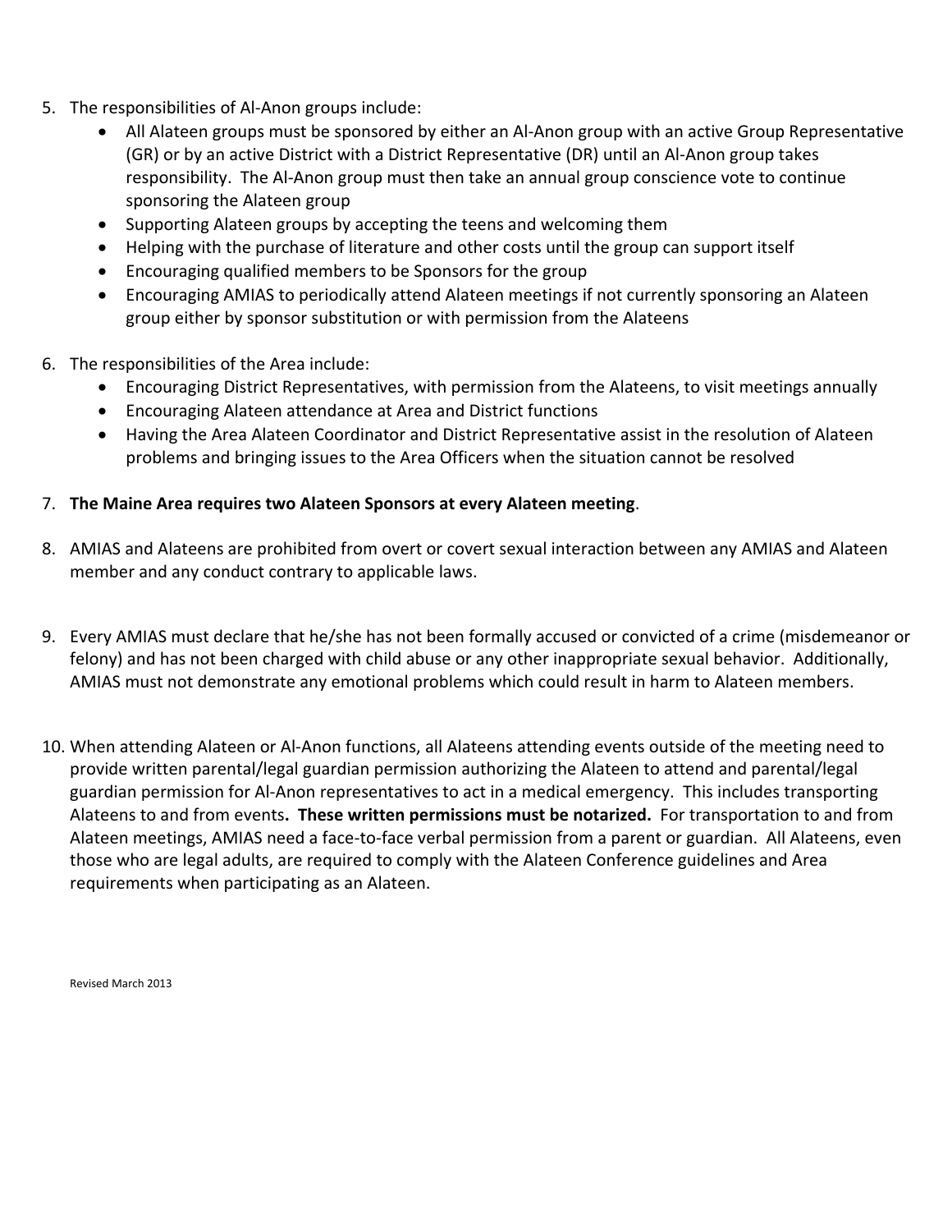5. The responsibilities of Al-Anon groups include:
    - All Alateen groups must be sponsored by either an Al-Anon group with an active Group Representative (GR) or by an active District with a District Representative (DR) until an Al-Anon group takes responsibility. The Al-Anon group must then take an annual group conscience vote to continue sponsoring the Alateen group
    - Supporting Alateen groups by accepting the teens and welcoming them
    - Helping with the purchase of literature and other costs until the group can support itself
    - Encouraging qualified members to be Sponsors for the group
    - Encouraging AMIAS to periodically attend Alateen meetings if not currently sponsoring an Alateen group either by sponsor substitution or with permission from the Alateens

6. The responsibilities of the Area include:
    - Encouraging District Representatives, with permission from the Alateens, to visit meetings annually
    - Encouraging Alateen attendance at Area and District functions
    - Having the Area Alateen Coordinator and District Representative assist in the resolution of Alateen problems and bringing issues to the Area Officers when the situation cannot be resolved

7. **The Maine Area requires two Alateen Sponsors at every Alateen meeting**.

8. AMIAS and Alateens are prohibited from overt or covert sexual interaction between any AMIAS and Alateen member and any conduct contrary to applicable laws.

9. Every AMIAS must declare that he/she has not been formally accused or convicted of a crime (misdemeanor or felony) and has not been charged with child abuse or any other inappropriate sexual behavior. Additionally, AMIAS must not demonstrate any emotional problems which could result in harm to Alateen members.

10. When attending Alateen or Al-Anon functions, all Alateens attending events outside of the meeting need to provide written parental/legal guardian permission authorizing the Alateen to attend and parental/legal guardian permission for Al-Anon representatives to act in a medical emergency. This includes transporting Alateens to and from events**. These written permissions must be notarized.** For transportation to and from Alateen meetings, AMIAS need a face-to-face verbal permission from a parent or guardian. All Alateens, even those who are legal adults, are required to comply with the Alateen Conference guidelines and Area requirements when participating as an Alateen.

Revised March 2013